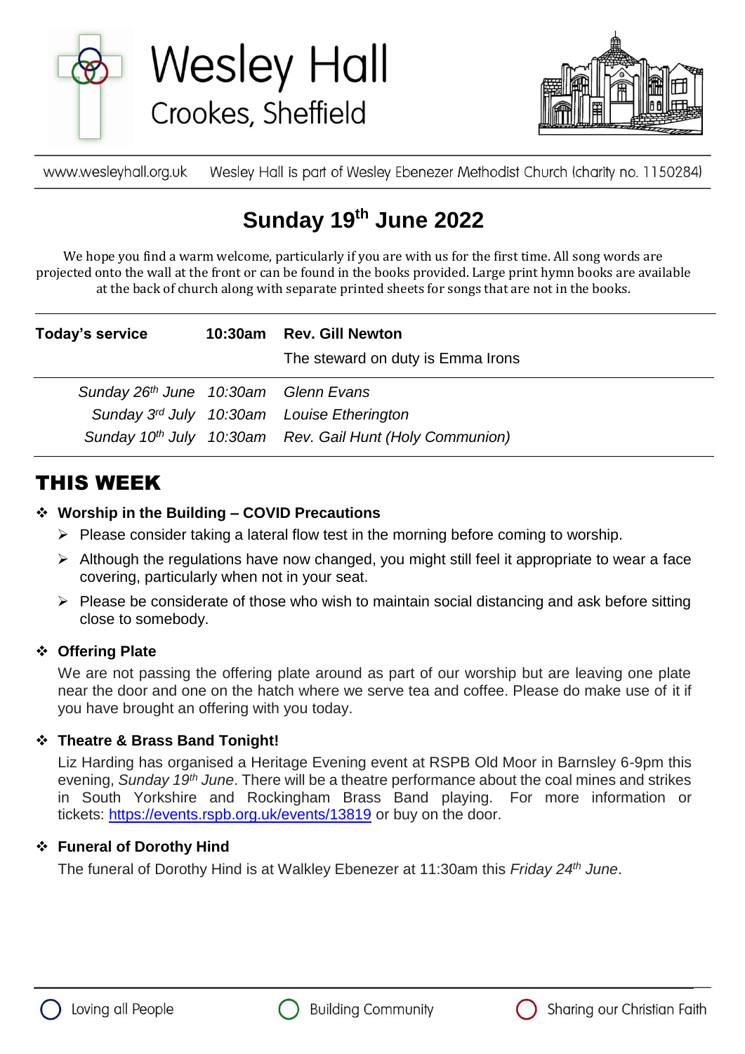# Wesley Hall

## Crookes, Sheffield

www.wesleyhall.org.uk Wesley Hall is part of Wesley Ebenezer Methodist Church (charity no. 1150284)

## Sunday 19th June 2022

We hope you find a warm welcome, particularly if you are with us for the first time. All song words are projected onto the wall at the front or can be found in the books provided. Large print hymn books are available at the back of church along with separate printed sheets for songs that are not in the books.

| | | |
|---|---|---|
| **Today's service** | **10:30am** | **Rev. Gill Newton** |
| | | The steward on duty is Emma Irons |
| *Sunday 26th June* | *10:30am* | *Glenn Evans* |
| *Sunday 3rd July* | *10:30am* | *Louise Etherington* |
| *Sunday 10th July* | *10:30am* | *Rev. Gail Hunt (Holy Communion)* |

## THIS WEEK

- **Worship in the Building – COVID Precautions**
  - Please consider taking a lateral flow test in the morning before coming to worship.
  - Although the regulations have now changed, you might still feel it appropriate to wear a face covering, particularly when not in your seat.
  - Please be considerate of those who wish to maintain social distancing and ask before sitting close to somebody.

- **Offering Plate**

  We are not passing the offering plate around as part of our worship but are leaving one plate near the door and one on the hatch where we serve tea and coffee. Please do make use of it if you have brought an offering with you today.

- **Theatre & Brass Band Tonight!**

  Liz Harding has organised a Heritage Evening event at RSPB Old Moor in Barnsley 6-9pm this evening, *Sunday 19th June*. There will be a theatre performance about the coal mines and strikes in South Yorkshire and Rockingham Brass Band playing. For more information or tickets: https://events.rspb.org.uk/events/13819 or buy on the door.

- **Funeral of Dorothy Hind**

  The funeral of Dorothy Hind is at Walkley Ebenezer at 11:30am this *Friday 24th June*.

Loving all People Building Community Sharing our Christian Faith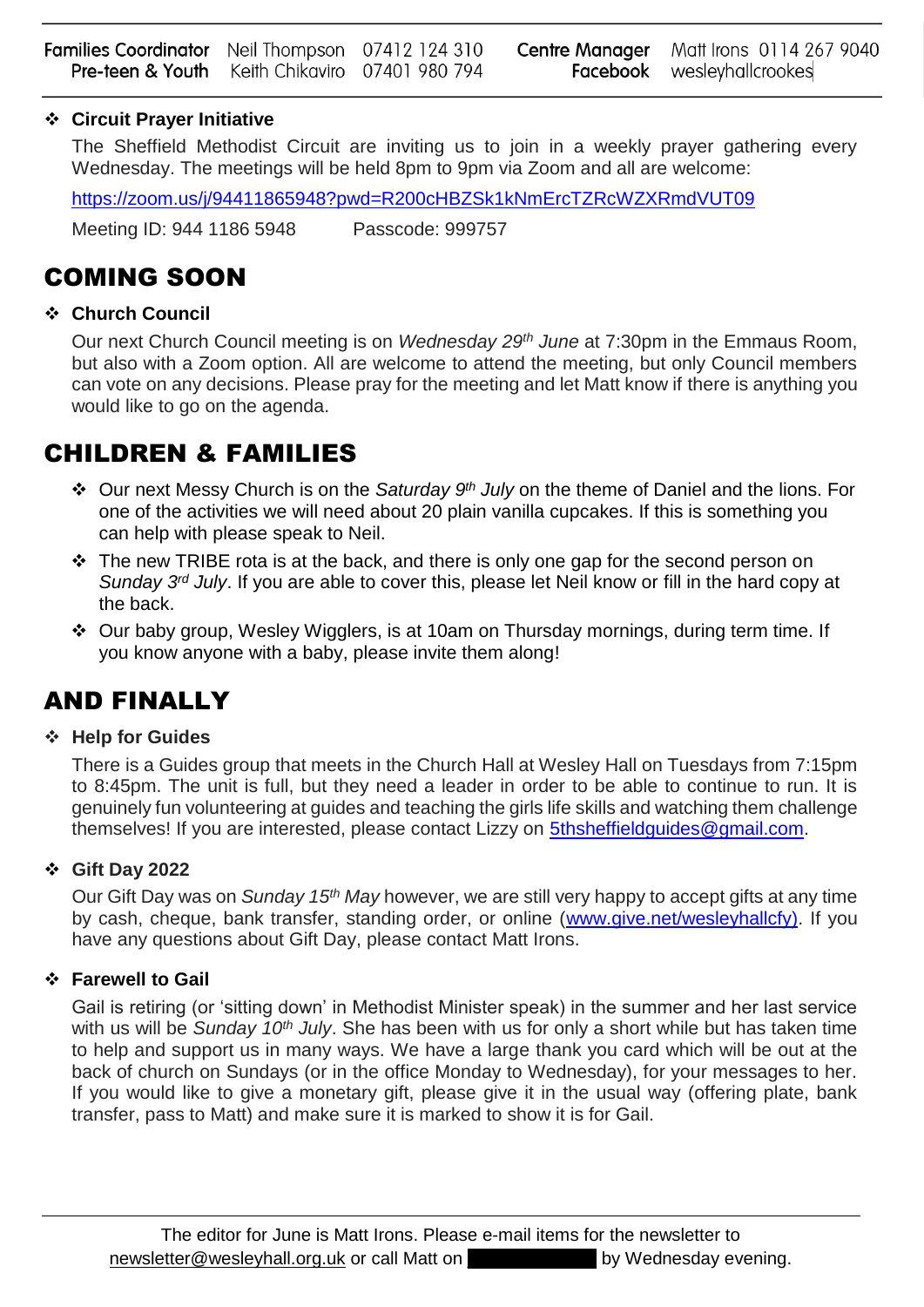| Families Coordinator | Neil Thompson | 07412 124 310 | Centre Manager | Matt Irons 0114 267 9040 |
| --- | --- | --- | --- | --- |
| Pre-teen & Youth | Keith Chikaviro | 07401 980 794 | Facebook | wesleyhallcrookes |

- **Circuit Prayer Initiative**

  The Sheffield Methodist Circuit are inviting us to join in a weekly prayer gathering every Wednesday. The meetings will be held 8pm to 9pm via Zoom and all are welcome:

  https://zoom.us/j/94411865948?pwd=R200cHBZSk1kNmErcTZRcWZXRmdVUT09

  Meeting ID: 944 1186 5948 Passcode: 999757

# COMING SOON

- **Church Council**

  Our next Church Council meeting is on *Wednesday 29th June* at 7:30pm in the Emmaus Room, but also with a Zoom option. All are welcome to attend the meeting, but only Council members can vote on any decisions. Please pray for the meeting and let Matt know if there is anything you would like to go on the agenda.

# CHILDREN & FAMILIES

- Our next Messy Church is on the *Saturday 9th July* on the theme of Daniel and the lions. For one of the activities we will need about 20 plain vanilla cupcakes. If this is something you can help with please speak to Neil.
- The new TRIBE rota is at the back, and there is only one gap for the second person on *Sunday 3rd July*. If you are able to cover this, please let Neil know or fill in the hard copy at the back.
- Our baby group, Wesley Wigglers, is at 10am on Thursday mornings, during term time. If you know anyone with a baby, please invite them along!

# AND FINALLY

- **Help for Guides**

  There is a Guides group that meets in the Church Hall at Wesley Hall on Tuesdays from 7:15pm to 8:45pm. The unit is full, but they need a leader in order to be able to continue to run. It is genuinely fun volunteering at guides and teaching the girls life skills and watching them challenge themselves! If you are interested, please contact Lizzy on 5thsheffieldguides@gmail.com.

- **Gift Day 2022**

  Our Gift Day was on *Sunday 15th May* however, we are still very happy to accept gifts at any time by cash, cheque, bank transfer, standing order, or online (www.give.net/wesleyhallcfy). If you have any questions about Gift Day, please contact Matt Irons.

- **Farewell to Gail**

  Gail is retiring (or 'sitting down' in Methodist Minister speak) in the summer and her last service with us will be *Sunday 10th July*. She has been with us for only a short while but has taken time to help and support us in many ways. We have a large thank you card which will be out at the back of church on Sundays (or in the office Monday to Wednesday), for your messages to her. If you would like to give a monetary gift, please give it in the usual way (offering plate, bank transfer, pass to Matt) and make sure it is marked to show it is for Gail.

The editor for June is Matt Irons. Please e-mail items for the newsletter to newsletter@wesleyhall.org.uk or call Matt on by Wednesday evening.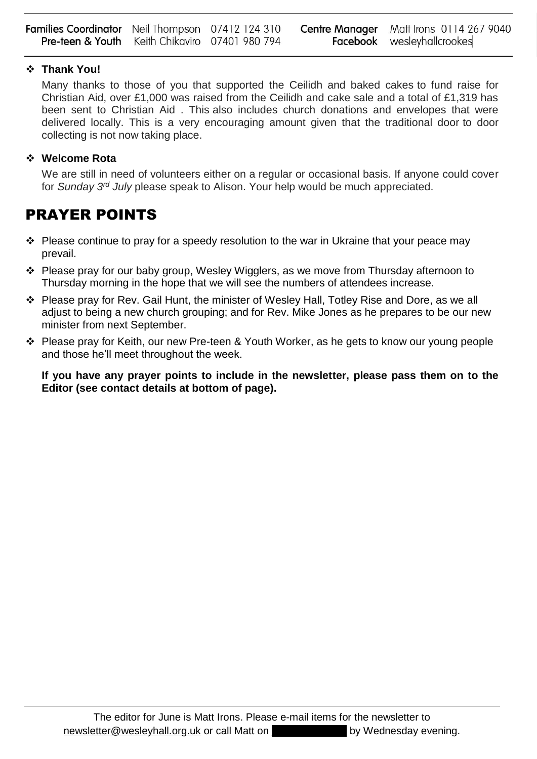**Families Coordinator** Neil Thompson 07412 124 310 **Centre Manager** Matt Irons 0114 267 9040
**Pre-teen & Youth** Keith Chikaviro 07401 980 794 **Facebook** wesleyhallcrookes

- **Thank You!**

  Many thanks to those of you that supported the Ceilidh and baked cakes to fund raise for Christian Aid, over £1,000 was raised from the Ceilidh and cake sale and a total of £1,319 has been sent to Christian Aid . This also includes church donations and envelopes that were delivered locally. This is a very encouraging amount given that the traditional door to door collecting is not now taking place.

- **Welcome Rota**

  We are still in need of volunteers either on a regular or occasional basis. If anyone could cover for *Sunday 3rd July* please speak to Alison. Your help would be much appreciated.

# PRAYER POINTS

- Please continue to pray for a speedy resolution to the war in Ukraine that your peace may prevail.
- Please pray for our baby group, Wesley Wigglers, as we move from Thursday afternoon to Thursday morning in the hope that we will see the numbers of attendees increase.
- Please pray for Rev. Gail Hunt, the minister of Wesley Hall, Totley Rise and Dore, as we all adjust to being a new church grouping; and for Rev. Mike Jones as he prepares to be our new minister from next September.
- Please pray for Keith, our new Pre-teen & Youth Worker, as he gets to know our young people and those he'll meet throughout the week.

**If you have any prayer points to include in the newsletter, please pass them on to the Editor (see contact details at bottom of page).**

The editor for June is Matt Irons. Please e-mail items for the newsletter to newsletter@wesleyhall.org.uk or call Matt on [redacted] by Wednesday evening.